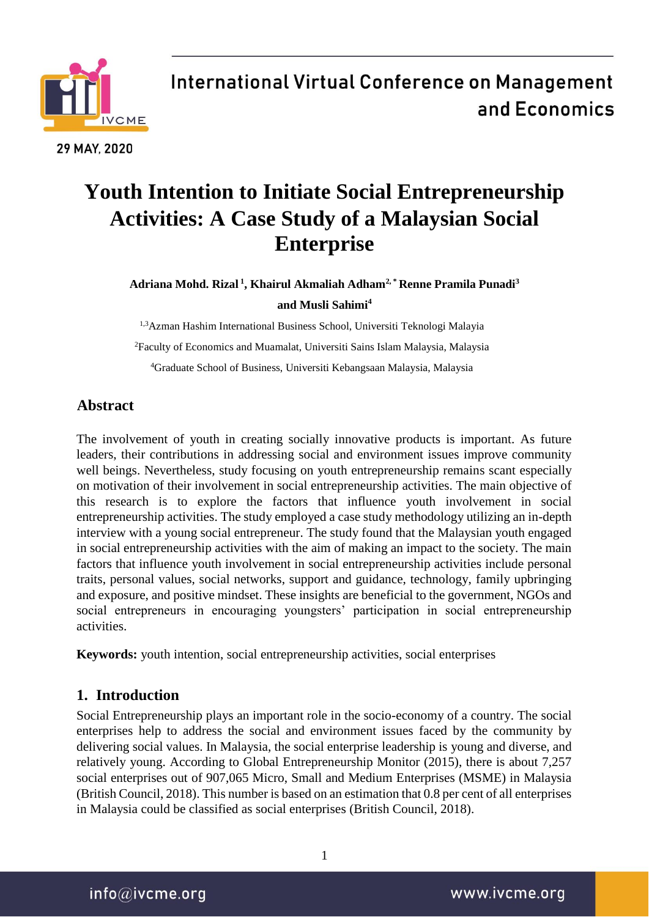# Youth Intention to Initiate Social Entrepreneurship Activities: A Case Study of a Malaysian Social Enterprise

**Adriana Mohd. Rizal [1], Khairul Akmaliah Adham[2,*] Renne Pramila Punadi[3] and Musli Sahimi[4]**

[1,3]Azman Hashim International Business School, Universiti Teknologi Malayia

[2]Faculty of Economics and Muamalat, Universiti Sains Islam Malaysia, Malaysia

[4]Graduate School of Business, Universiti Kebangsaan Malaysia, Malaysia

## Abstract

The involvement of youth in creating socially innovative products is important. As future leaders, their contributions in addressing social and environment issues improve community well beings. Nevertheless, study focusing on youth entrepreneurship remains scant especially on motivation of their involvement in social entrepreneurship activities. The main objective of this research is to explore the factors that influence youth involvement in social entrepreneurship activities. The study employed a case study methodology utilizing an in-depth interview with a young social entrepreneur. The study found that the Malaysian youth engaged in social entrepreneurship activities with the aim of making an impact to the society. The main factors that influence youth involvement in social entrepreneurship activities include personal traits, personal values, social networks, support and guidance, technology, family upbringing and exposure, and positive mindset. These insights are beneficial to the government, NGOs and social entrepreneurs in encouraging youngsters' participation in social entrepreneurship activities.

**Keywords:** youth intention, social entrepreneurship activities, social enterprises

## 1. Introduction

Social Entrepreneurship plays an important role in the socio-economy of a country. The social enterprises help to address the social and environment issues faced by the community by delivering social values. In Malaysia, the social enterprise leadership is young and diverse, and relatively young. According to Global Entrepreneurship Monitor (2015), there is about 7,257 social enterprises out of 907,065 Micro, Small and Medium Enterprises (MSME) in Malaysia (British Council, 2018). This number is based on an estimation that 0.8 per cent of all enterprises in Malaysia could be classified as social enterprises (British Council, 2018).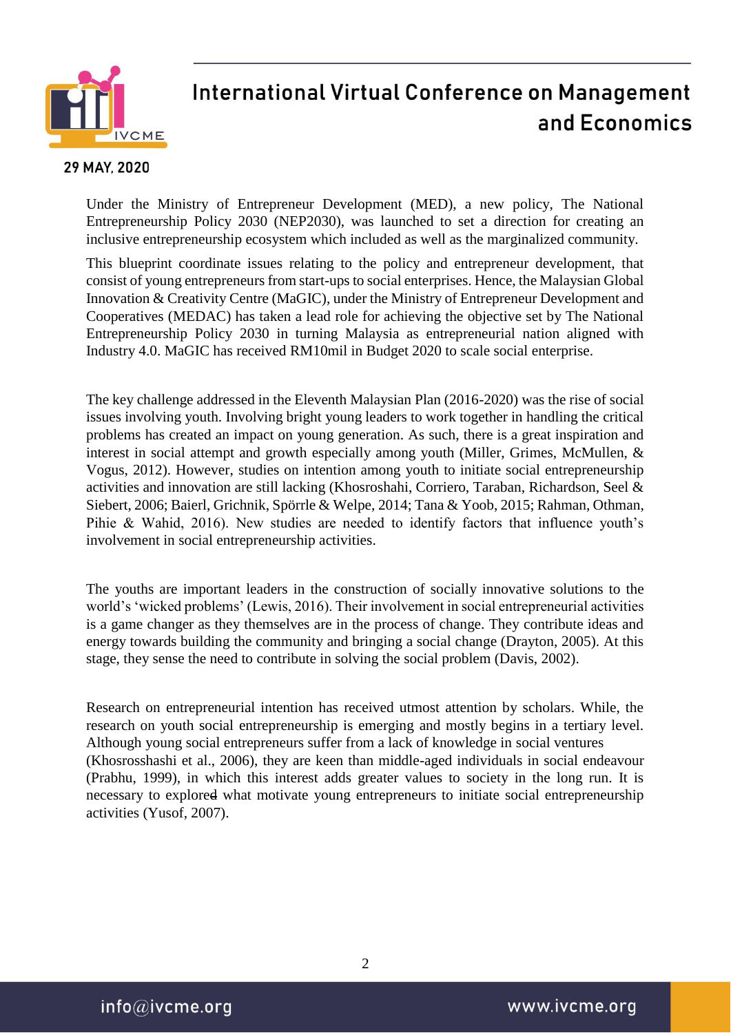Under the Ministry of Entrepreneur Development (MED), a new policy, The National Entrepreneurship Policy 2030 (NEP2030), was launched to set a direction for creating an inclusive entrepreneurship ecosystem which included as well as the marginalized community.

This blueprint coordinate issues relating to the policy and entrepreneur development, that consist of young entrepreneurs from start-ups to social enterprises. Hence, the Malaysian Global Innovation & Creativity Centre (MaGIC), under the Ministry of Entrepreneur Development and Cooperatives (MEDAC) has taken a lead role for achieving the objective set by The National Entrepreneurship Policy 2030 in turning Malaysia as entrepreneurial nation aligned with Industry 4.0. MaGIC has received RM10mil in Budget 2020 to scale social enterprise.

The key challenge addressed in the Eleventh Malaysian Plan (2016-2020) was the rise of social issues involving youth. Involving bright young leaders to work together in handling the critical problems has created an impact on young generation. As such, there is a great inspiration and interest in social attempt and growth especially among youth (Miller, Grimes, McMullen, & Vogus, 2012). However, studies on intention among youth to initiate social entrepreneurship activities and innovation are still lacking (Khosroshahi, Corriero, Taraban, Richardson, Seel & Siebert, 2006; Baierl, Grichnik, Spörrle & Welpe, 2014; Tana & Yoob, 2015; Rahman, Othman, Pihie & Wahid, 2016). New studies are needed to identify factors that influence youth's involvement in social entrepreneurship activities.

The youths are important leaders in the construction of socially innovative solutions to the world's 'wicked problems' (Lewis, 2016). Their involvement in social entrepreneurial activities is a game changer as they themselves are in the process of change. They contribute ideas and energy towards building the community and bringing a social change (Drayton, 2005). At this stage, they sense the need to contribute in solving the social problem (Davis, 2002).

Research on entrepreneurial intention has received utmost attention by scholars. While, the research on youth social entrepreneurship is emerging and mostly begins in a tertiary level. Although young social entrepreneurs suffer from a lack of knowledge in social ventures (Khosrosshashi et al., 2006), they are keen than middle-aged individuals in social endeavour (Prabhu, 1999), in which this interest adds greater values to society in the long run. It is necessary to explored what motivate young entrepreneurs to initiate social entrepreneurship activities (Yusof, 2007).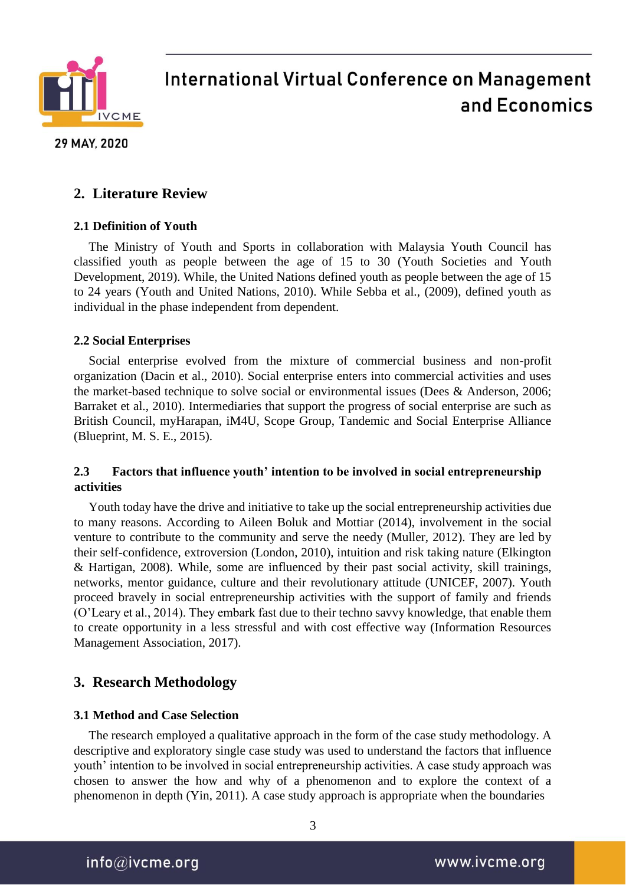## 2. Literature Review

### 2.1 Definition of Youth

The Ministry of Youth and Sports in collaboration with Malaysia Youth Council has classified youth as people between the age of 15 to 30 (Youth Societies and Youth Development, 2019). While, the United Nations defined youth as people between the age of 15 to 24 years (Youth and United Nations, 2010). While Sebba et al., (2009), defined youth as individual in the phase independent from dependent.

### 2.2 Social Enterprises

Social enterprise evolved from the mixture of commercial business and non-profit organization (Dacin et al., 2010). Social enterprise enters into commercial activities and uses the market-based technique to solve social or environmental issues (Dees & Anderson, 2006; Barraket et al., 2010). Intermediaries that support the progress of social enterprise are such as British Council, myHarapan, iM4U, Scope Group, Tandemic and Social Enterprise Alliance (Blueprint, M. S. E., 2015).

### 2.3 Factors that influence youth' intention to be involved in social entrepreneurship activities

Youth today have the drive and initiative to take up the social entrepreneurship activities due to many reasons. According to Aileen Boluk and Mottiar (2014), involvement in the social venture to contribute to the community and serve the needy (Muller, 2012). They are led by their self-confidence, extroversion (London, 2010), intuition and risk taking nature (Elkington & Hartigan, 2008). While, some are influenced by their past social activity, skill trainings, networks, mentor guidance, culture and their revolutionary attitude (UNICEF, 2007). Youth proceed bravely in social entrepreneurship activities with the support of family and friends (O'Leary et al., 2014). They embark fast due to their techno savvy knowledge, that enable them to create opportunity in a less stressful and with cost effective way (Information Resources Management Association, 2017).

## 3. Research Methodology

### 3.1 Method and Case Selection

The research employed a qualitative approach in the form of the case study methodology. A descriptive and exploratory single case study was used to understand the factors that influence youth' intention to be involved in social entrepreneurship activities. A case study approach was chosen to answer the how and why of a phenomenon and to explore the context of a phenomenon in depth (Yin, 2011). A case study approach is appropriate when the boundaries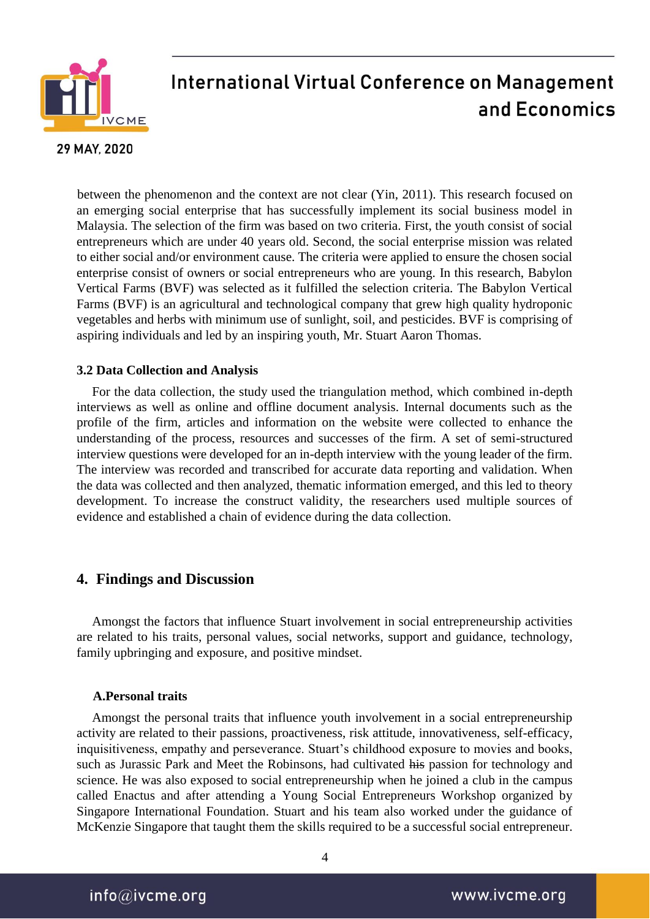between the phenomenon and the context are not clear (Yin, 2011). This research focused on an emerging social enterprise that has successfully implement its social business model in Malaysia. The selection of the firm was based on two criteria. First, the youth consist of social entrepreneurs which are under 40 years old. Second, the social enterprise mission was related to either social and/or environment cause. The criteria were applied to ensure the chosen social enterprise consist of owners or social entrepreneurs who are young. In this research, Babylon Vertical Farms (BVF) was selected as it fulfilled the selection criteria. The Babylon Vertical Farms (BVF) is an agricultural and technological company that grew high quality hydroponic vegetables and herbs with minimum use of sunlight, soil, and pesticides. BVF is comprising of aspiring individuals and led by an inspiring youth, Mr. Stuart Aaron Thomas.

### 3.2 Data Collection and Analysis

For the data collection, the study used the triangulation method, which combined in-depth interviews as well as online and offline document analysis. Internal documents such as the profile of the firm, articles and information on the website were collected to enhance the understanding of the process, resources and successes of the firm. A set of semi-structured interview questions were developed for an in-depth interview with the young leader of the firm. The interview was recorded and transcribed for accurate data reporting and validation. When the data was collected and then analyzed, thematic information emerged, and this led to theory development. To increase the construct validity, the researchers used multiple sources of evidence and established a chain of evidence during the data collection.

## 4. Findings and Discussion

Amongst the factors that influence Stuart involvement in social entrepreneurship activities are related to his traits, personal values, social networks, support and guidance, technology, family upbringing and exposure, and positive mindset.

### A. Personal traits

Amongst the personal traits that influence youth involvement in a social entrepreneurship activity are related to their passions, proactiveness, risk attitude, innovativeness, self-efficacy, inquisitiveness, empathy and perseverance. Stuart's childhood exposure to movies and books, such as Jurassic Park and Meet the Robinsons, had cultivated his passion for technology and science. He was also exposed to social entrepreneurship when he joined a club in the campus called Enactus and after attending a Young Social Entrepreneurs Workshop organized by Singapore International Foundation. Stuart and his team also worked under the guidance of McKenzie Singapore that taught them the skills required to be a successful social entrepreneur.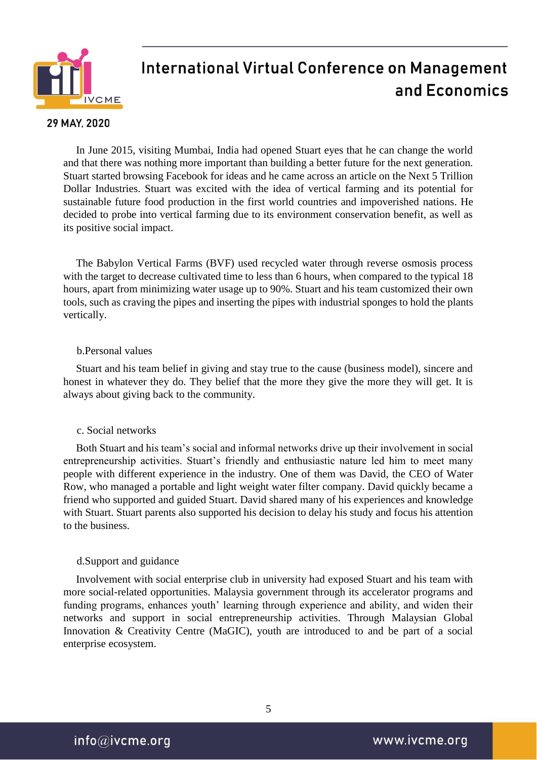In June 2015, visiting Mumbai, India had opened Stuart eyes that he can change the world and that there was nothing more important than building a better future for the next generation. Stuart started browsing Facebook for ideas and he came across an article on the Next 5 Trillion Dollar Industries. Stuart was excited with the idea of vertical farming and its potential for sustainable future food production in the first world countries and impoverished nations. He decided to probe into vertical farming due to its environment conservation benefit, as well as its positive social impact.

The Babylon Vertical Farms (BVF) used recycled water through reverse osmosis process with the target to decrease cultivated time to less than 6 hours, when compared to the typical 18 hours, apart from minimizing water usage up to 90%. Stuart and his team customized their own tools, such as craving the pipes and inserting the pipes with industrial sponges to hold the plants vertically.

b.Personal values

Stuart and his team belief in giving and stay true to the cause (business model), sincere and honest in whatever they do. They belief that the more they give the more they will get. It is always about giving back to the community.

c. Social networks

Both Stuart and his team's social and informal networks drive up their involvement in social entrepreneurship activities. Stuart's friendly and enthusiastic nature led him to meet many people with different experience in the industry. One of them was David, the CEO of Water Row, who managed a portable and light weight water filter company. David quickly became a friend who supported and guided Stuart. David shared many of his experiences and knowledge with Stuart. Stuart parents also supported his decision to delay his study and focus his attention to the business.

d.Support and guidance

Involvement with social enterprise club in university had exposed Stuart and his team with more social-related opportunities. Malaysia government through its accelerator programs and funding programs, enhances youth' learning through experience and ability, and widen their networks and support in social entrepreneurship activities. Through Malaysian Global Innovation & Creativity Centre (MaGIC), youth are introduced to and be part of a social enterprise ecosystem.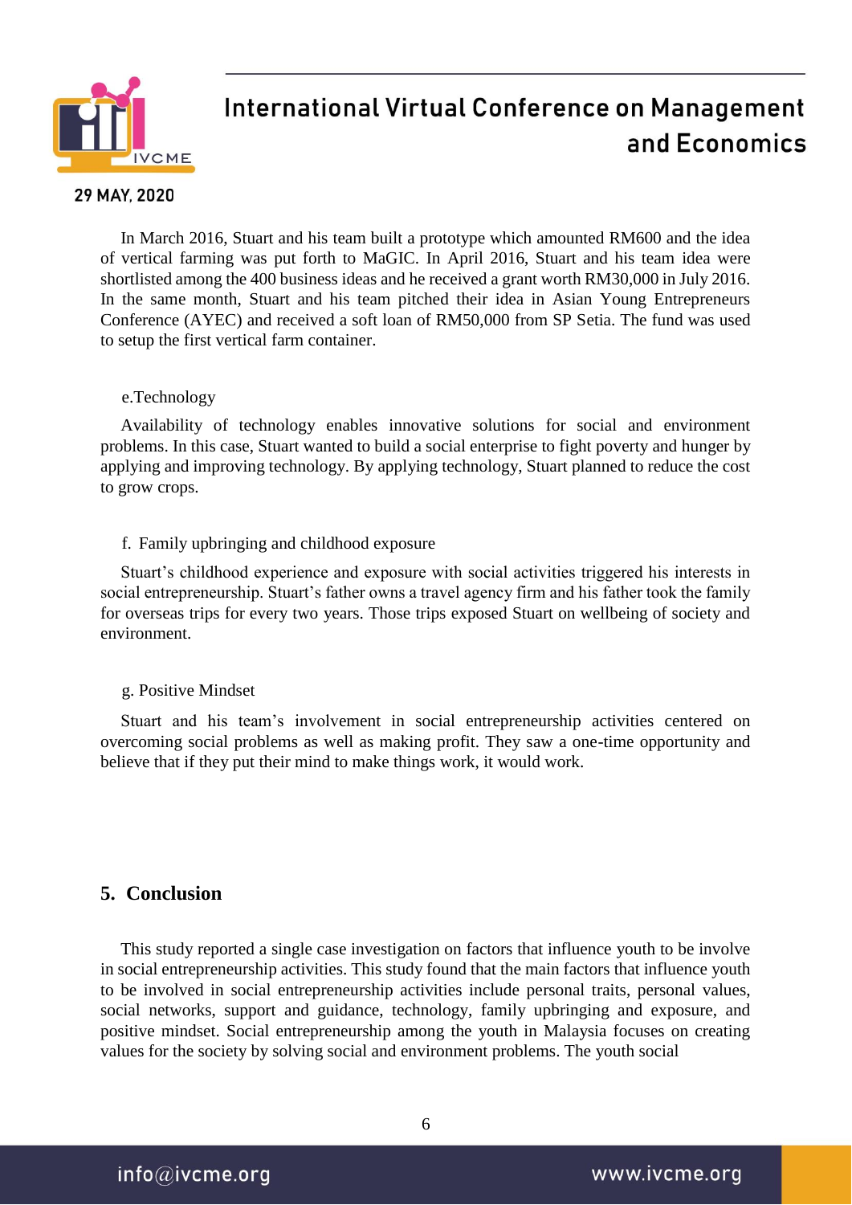In March 2016, Stuart and his team built a prototype which amounted RM600 and the idea of vertical farming was put forth to MaGIC. In April 2016, Stuart and his team idea were shortlisted among the 400 business ideas and he received a grant worth RM30,000 in July 2016. In the same month, Stuart and his team pitched their idea in Asian Young Entrepreneurs Conference (AYEC) and received a soft loan of RM50,000 from SP Setia. The fund was used to setup the first vertical farm container.

e.Technology

Availability of technology enables innovative solutions for social and environment problems. In this case, Stuart wanted to build a social enterprise to fight poverty and hunger by applying and improving technology. By applying technology, Stuart planned to reduce the cost to grow crops.

f. Family upbringing and childhood exposure

Stuart's childhood experience and exposure with social activities triggered his interests in social entrepreneurship. Stuart's father owns a travel agency firm and his father took the family for overseas trips for every two years. Those trips exposed Stuart on wellbeing of society and environment.

g. Positive Mindset

Stuart and his team's involvement in social entrepreneurship activities centered on overcoming social problems as well as making profit. They saw a one-time opportunity and believe that if they put their mind to make things work, it would work.

## 5. Conclusion

This study reported a single case investigation on factors that influence youth to be involve in social entrepreneurship activities. This study found that the main factors that influence youth to be involved in social entrepreneurship activities include personal traits, personal values, social networks, support and guidance, technology, family upbringing and exposure, and positive mindset. Social entrepreneurship among the youth in Malaysia focuses on creating values for the society by solving social and environment problems. The youth social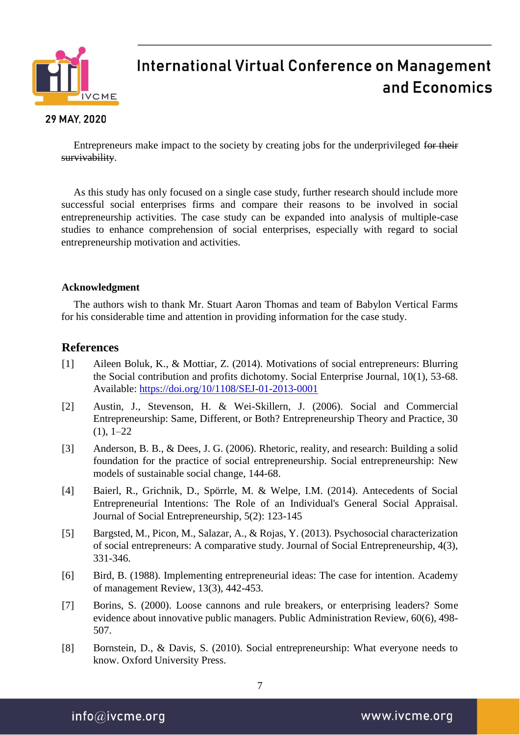Entrepreneurs make impact to the society by creating jobs for the underprivileged ~~for their survivability~~.

As this study has only focused on a single case study, further research should include more successful social enterprises firms and compare their reasons to be involved in social entrepreneurship activities. The case study can be expanded into analysis of multiple-case studies to enhance comprehension of social enterprises, especially with regard to social entrepreneurship motivation and activities.

**Acknowledgment**

The authors wish to thank Mr. Stuart Aaron Thomas and team of Babylon Vertical Farms for his considerable time and attention in providing information for the case study.

## References

[1] Aileen Boluk, K., & Mottiar, Z. (2014). Motivations of social entrepreneurs: Blurring the Social contribution and profits dichotomy. Social Enterprise Journal, 10(1), 53-68. Available: [https://doi.org/10/1108/SEJ-01-2013-0001](https://doi.org/10/1108/SEJ-01-2013-0001)

[2] Austin, J., Stevenson, H. & Wei-Skillern, J. (2006). Social and Commercial Entrepreneurship: Same, Different, or Both? Entrepreneurship Theory and Practice, 30 (1), 1–22

[3] Anderson, B. B., & Dees, J. G. (2006). Rhetoric, reality, and research: Building a solid foundation for the practice of social entrepreneurship. Social entrepreneurship: New models of sustainable social change, 144-68.

[4] Baierl, R., Grichnik, D., Spörrle, M. & Welpe, I.M. (2014). Antecedents of Social Entrepreneurial Intentions: The Role of an Individual's General Social Appraisal. Journal of Social Entrepreneurship, 5(2): 123-145

[5] Bargsted, M., Picon, M., Salazar, A., & Rojas, Y. (2013). Psychosocial characterization of social entrepreneurs: A comparative study. Journal of Social Entrepreneurship, 4(3), 331-346.

[6] Bird, B. (1988). Implementing entrepreneurial ideas: The case for intention. Academy of management Review, 13(3), 442-453.

[7] Borins, S. (2000). Loose cannons and rule breakers, or enterprising leaders? Some evidence about innovative public managers. Public Administration Review, 60(6), 498-507.

[8] Bornstein, D., & Davis, S. (2010). Social entrepreneurship: What everyone needs to know. Oxford University Press.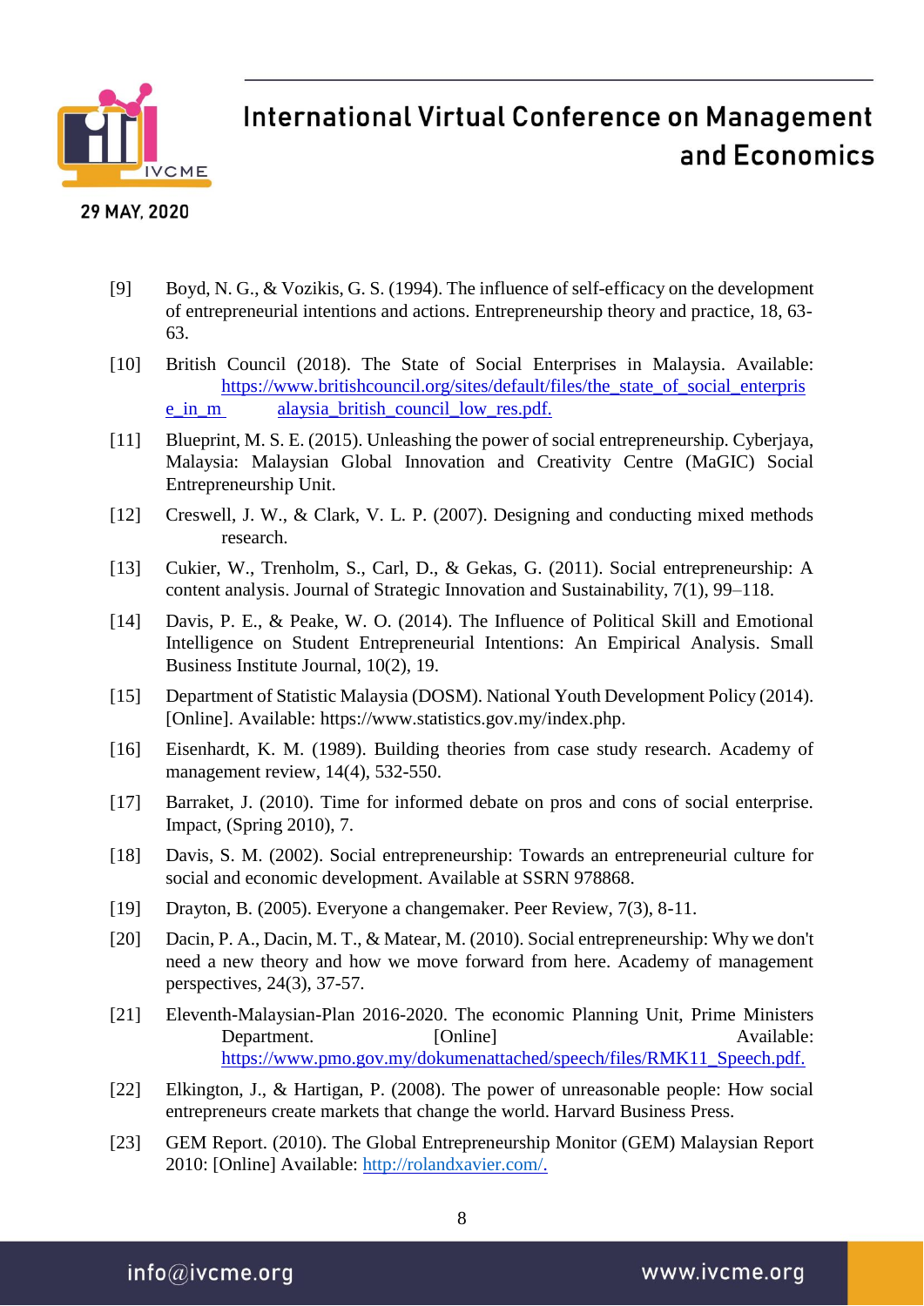[9] Boyd, N. G., & Vozikis, G. S. (1994). The influence of self-efficacy on the development of entrepreneurial intentions and actions. Entrepreneurship theory and practice, 18, 63-63.

[10] British Council (2018). The State of Social Enterprises in Malaysia. Available: https://www.britishcouncil.org/sites/default/files/the_state_of_social_enterprise_in_malaysia_british_council_low_res.pdf.

[11] Blueprint, M. S. E. (2015). Unleashing the power of social entrepreneurship. Cyberjaya, Malaysia: Malaysian Global Innovation and Creativity Centre (MaGIC) Social Entrepreneurship Unit.

[12] Creswell, J. W., & Clark, V. L. P. (2007). Designing and conducting mixed methods research.

[13] Cukier, W., Trenholm, S., Carl, D., & Gekas, G. (2011). Social entrepreneurship: A content analysis. Journal of Strategic Innovation and Sustainability, 7(1), 99–118.

[14] Davis, P. E., & Peake, W. O. (2014). The Influence of Political Skill and Emotional Intelligence on Student Entrepreneurial Intentions: An Empirical Analysis. Small Business Institute Journal, 10(2), 19.

[15] Department of Statistic Malaysia (DOSM). National Youth Development Policy (2014). [Online]. Available: https://www.statistics.gov.my/index.php.

[16] Eisenhardt, K. M. (1989). Building theories from case study research. Academy of management review, 14(4), 532-550.

[17] Barraket, J. (2010). Time for informed debate on pros and cons of social enterprise. Impact, (Spring 2010), 7.

[18] Davis, S. M. (2002). Social entrepreneurship: Towards an entrepreneurial culture for social and economic development. Available at SSRN 978868.

[19] Drayton, B. (2005). Everyone a changemaker. Peer Review, 7(3), 8-11.

[20] Dacin, P. A., Dacin, M. T., & Matear, M. (2010). Social entrepreneurship: Why we don't need a new theory and how we move forward from here. Academy of management perspectives, 24(3), 37-57.

[21] Eleventh-Malaysian-Plan 2016-2020. The economic Planning Unit, Prime Ministers Department. [Online] Available: https://www.pmo.gov.my/dokumenattached/speech/files/RMK11_Speech.pdf.

[22] Elkington, J., & Hartigan, P. (2008). The power of unreasonable people: How social entrepreneurs create markets that change the world. Harvard Business Press.

[23] GEM Report. (2010). The Global Entrepreneurship Monitor (GEM) Malaysian Report 2010: [Online] Available: http://rolandxavier.com/.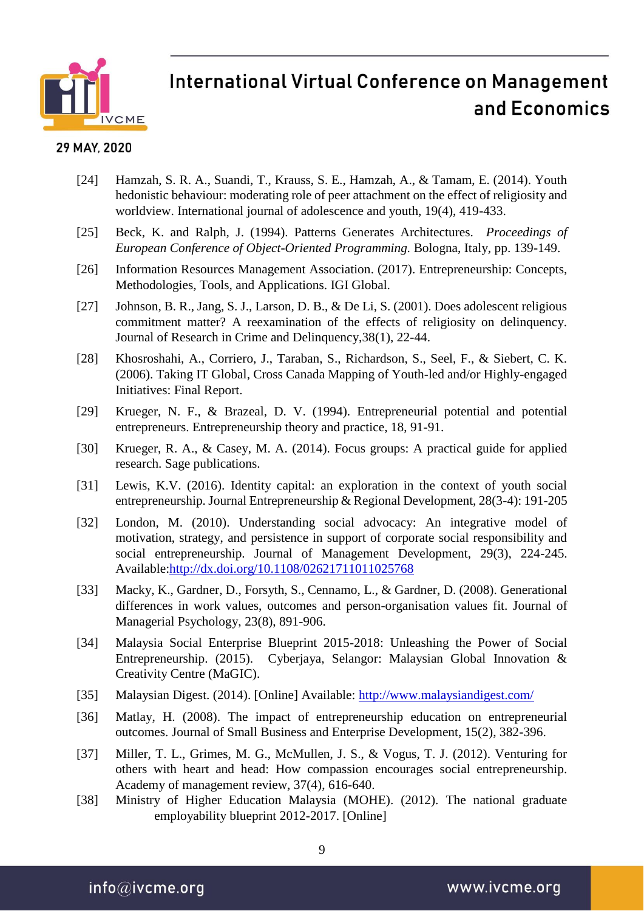[24] Hamzah, S. R. A., Suandi, T., Krauss, S. E., Hamzah, A., & Tamam, E. (2014). Youth hedonistic behaviour: moderating role of peer attachment on the effect of religiosity and worldview. International journal of adolescence and youth, 19(4), 419-433.

[25] Beck, K. and Ralph, J. (1994). Patterns Generates Architectures. *Proceedings of European Conference of Object-Oriented Programming.* Bologna, Italy, pp. 139-149.

[26] Information Resources Management Association. (2017). Entrepreneurship: Concepts, Methodologies, Tools, and Applications. IGI Global.

[27] Johnson, B. R., Jang, S. J., Larson, D. B., & De Li, S. (2001). Does adolescent religious commitment matter? A reexamination of the effects of religiosity on delinquency. Journal of Research in Crime and Delinquency,38(1), 22-44.

[28] Khosroshahi, A., Corriero, J., Taraban, S., Richardson, S., Seel, F., & Siebert, C. K. (2006). Taking IT Global, Cross Canada Mapping of Youth-led and/or Highly-engaged Initiatives: Final Report.

[29] Krueger, N. F., & Brazeal, D. V. (1994). Entrepreneurial potential and potential entrepreneurs. Entrepreneurship theory and practice, 18, 91-91.

[30] Krueger, R. A., & Casey, M. A. (2014). Focus groups: A practical guide for applied research. Sage publications.

[31] Lewis, K.V. (2016). Identity capital: an exploration in the context of youth social entrepreneurship. Journal Entrepreneurship & Regional Development, 28(3-4): 191-205

[32] London, M. (2010). Understanding social advocacy: An integrative model of motivation, strategy, and persistence in support of corporate social responsibility and social entrepreneurship. Journal of Management Development, 29(3), 224-245. Available:http://dx.doi.org/10.1108/02621711011025768

[33] Macky, K., Gardner, D., Forsyth, S., Cennamo, L., & Gardner, D. (2008). Generational differences in work values, outcomes and person-organisation values fit. Journal of Managerial Psychology, 23(8), 891-906.

[34] Malaysia Social Enterprise Blueprint 2015-2018: Unleashing the Power of Social Entrepreneurship. (2015). Cyberjaya, Selangor: Malaysian Global Innovation & Creativity Centre (MaGIC).

[35] Malaysian Digest. (2014). [Online] Available: http://www.malaysiandigest.com/

[36] Matlay, H. (2008). The impact of entrepreneurship education on entrepreneurial outcomes. Journal of Small Business and Enterprise Development, 15(2), 382-396.

[37] Miller, T. L., Grimes, M. G., McMullen, J. S., & Vogus, T. J. (2012). Venturing for others with heart and head: How compassion encourages social entrepreneurship. Academy of management review, 37(4), 616-640.

[38] Ministry of Higher Education Malaysia (MOHE). (2012). The national graduate employability blueprint 2012-2017. [Online]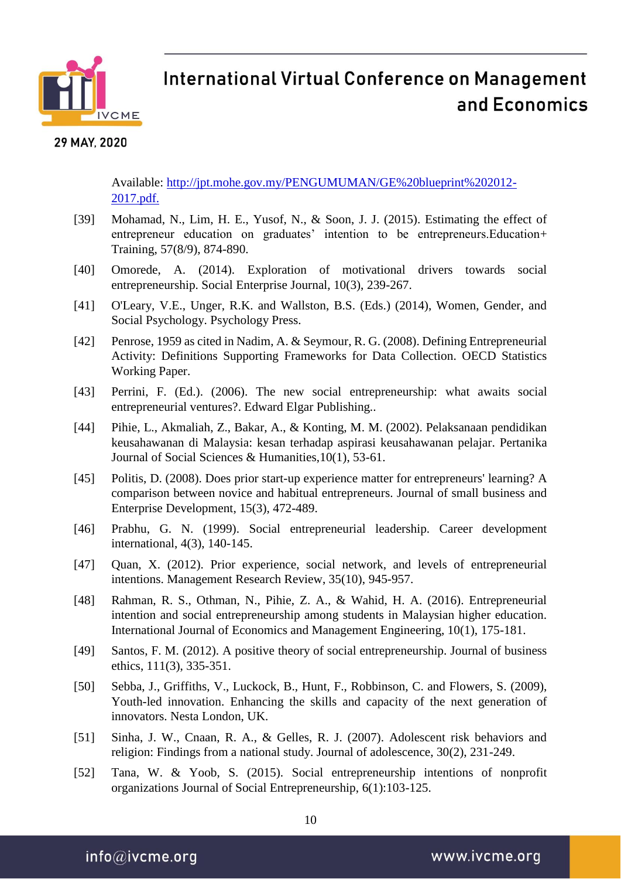Available: [http://jpt.mohe.gov.my/PENGUMUMAN/GE%20blueprint%202012-2017.pdf.](http://jpt.mohe.gov.my/PENGUMUMAN/GE%20blueprint%202012-2017.pdf)

[39] Mohamad, N., Lim, H. E., Yusof, N., & Soon, J. J. (2015). Estimating the effect of entrepreneur education on graduates' intention to be entrepreneurs.Education+ Training, 57(8/9), 874-890.

[40] Omorede, A. (2014). Exploration of motivational drivers towards social entrepreneurship. Social Enterprise Journal, 10(3), 239-267.

[41] O'Leary, V.E., Unger, R.K. and Wallston, B.S. (Eds.) (2014), Women, Gender, and Social Psychology. Psychology Press.

[42] Penrose, 1959 as cited in Nadim, A. & Seymour, R. G. (2008). Defining Entrepreneurial Activity: Definitions Supporting Frameworks for Data Collection. OECD Statistics Working Paper.

[43] Perrini, F. (Ed.). (2006). The new social entrepreneurship: what awaits social entrepreneurial ventures?. Edward Elgar Publishing..

[44] Pihie, L., Akmaliah, Z., Bakar, A., & Konting, M. M. (2002). Pelaksanaan pendidikan keusahawanan di Malaysia: kesan terhadap aspirasi keusahawanan pelajar. Pertanika Journal of Social Sciences & Humanities,10(1), 53-61.

[45] Politis, D. (2008). Does prior start-up experience matter for entrepreneurs' learning? A comparison between novice and habitual entrepreneurs. Journal of small business and Enterprise Development, 15(3), 472-489.

[46] Prabhu, G. N. (1999). Social entrepreneurial leadership. Career development international, 4(3), 140-145.

[47] Quan, X. (2012). Prior experience, social network, and levels of entrepreneurial intentions. Management Research Review, 35(10), 945-957.

[48] Rahman, R. S., Othman, N., Pihie, Z. A., & Wahid, H. A. (2016). Entrepreneurial intention and social entrepreneurship among students in Malaysian higher education. International Journal of Economics and Management Engineering, 10(1), 175-181.

[49] Santos, F. M. (2012). A positive theory of social entrepreneurship. Journal of business ethics, 111(3), 335-351.

[50] Sebba, J., Griffiths, V., Luckock, B., Hunt, F., Robbinson, C. and Flowers, S. (2009), Youth-led innovation. Enhancing the skills and capacity of the next generation of innovators. Nesta London, UK.

[51] Sinha, J. W., Cnaan, R. A., & Gelles, R. J. (2007). Adolescent risk behaviors and religion: Findings from a national study. Journal of adolescence, 30(2), 231-249.

[52] Tana, W. & Yoob, S. (2015). Social entrepreneurship intentions of nonprofit organizations Journal of Social Entrepreneurship, 6(1):103-125.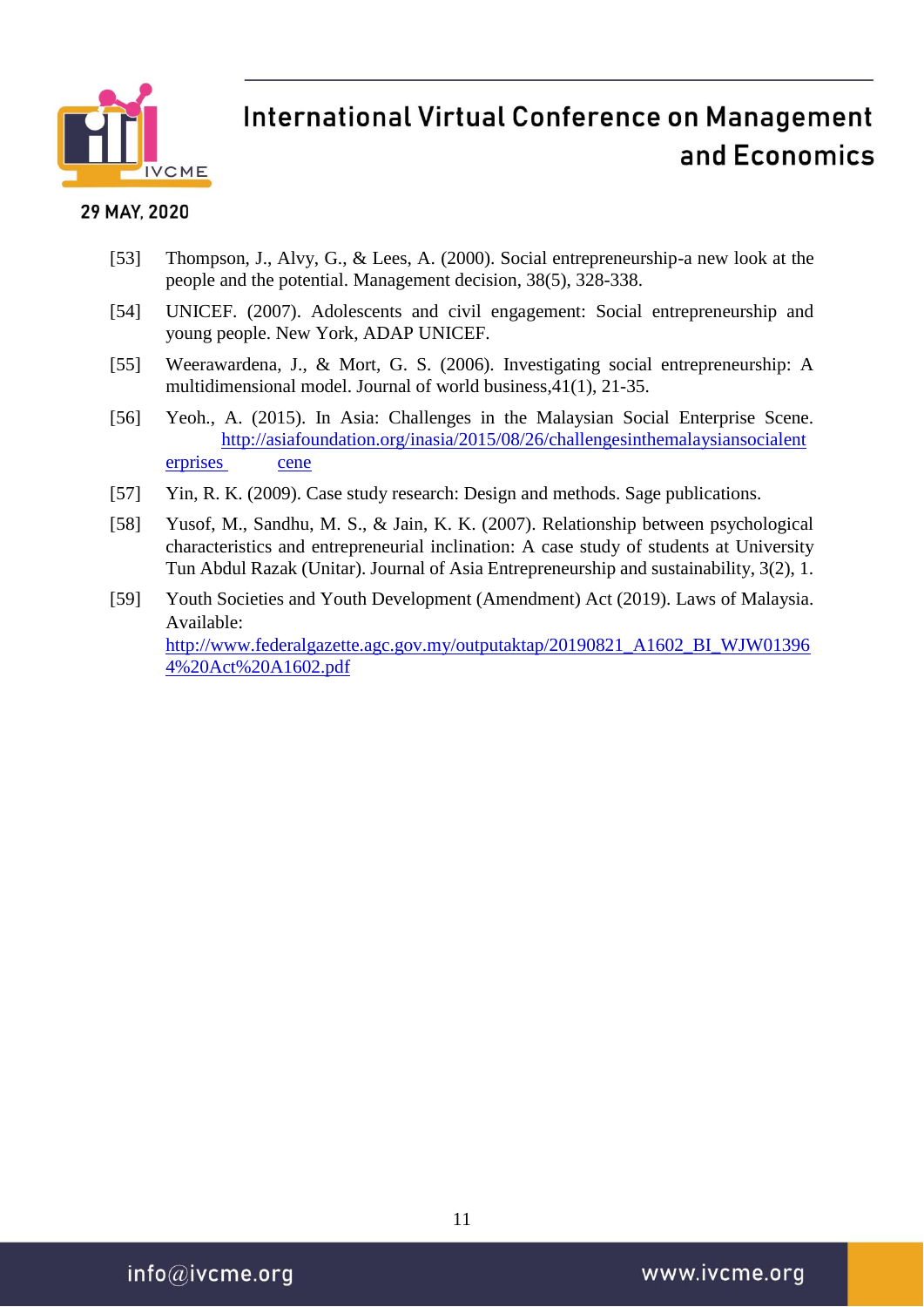[53] Thompson, J., Alvy, G., & Lees, A. (2000). Social entrepreneurship-a new look at the people and the potential. Management decision, 38(5), 328-338.

[54] UNICEF. (2007). Adolescents and civil engagement: Social entrepreneurship and young people. New York, ADAP UNICEF.

[55] Weerawardena, J., & Mort, G. S. (2006). Investigating social entrepreneurship: A multidimensional model. Journal of world business,41(1), 21-35.

[56] Yeoh., A. (2015). In Asia: Challenges in the Malaysian Social Enterprise Scene. http://asiafoundation.org/inasia/2015/08/26/challengesinthemalaysiansocialent erprises cene

[57] Yin, R. K. (2009). Case study research: Design and methods. Sage publications.

[58] Yusof, M., Sandhu, M. S., & Jain, K. K. (2007). Relationship between psychological characteristics and entrepreneurial inclination: A case study of students at University Tun Abdul Razak (Unitar). Journal of Asia Entrepreneurship and sustainability, 3(2), 1.

[59] Youth Societies and Youth Development (Amendment) Act (2019). Laws of Malaysia. Available: http://www.federalgazette.agc.gov.my/outputaktap/20190821_A1602_BI_WJW013964%20Act%20A1602.pdf